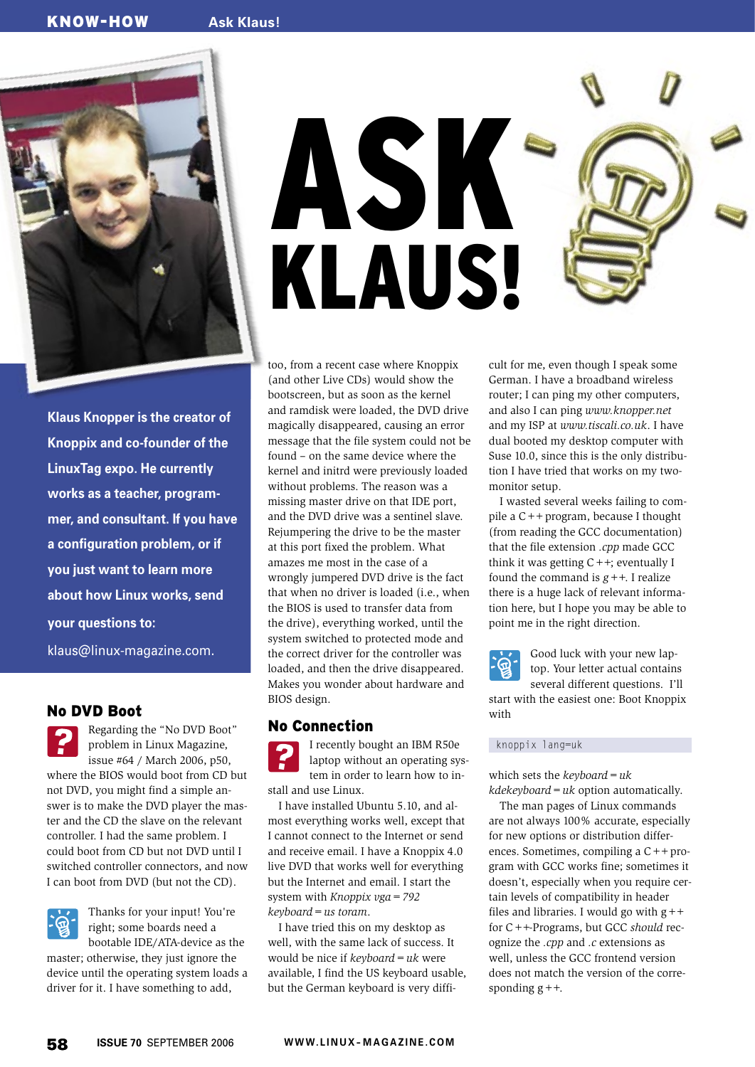# ASK KLAUS!

**Klaus Knopper is the creator of Knoppix and co-founder of the LinuxTag expo. He currently works as a teacher, programmer, and consultant. If you have a configuration problem, or if you just want to learn more about how Linux works, send your questions to:**

klaus@linux-magazine.com.

## No DVD Boot

Regarding the "No DVD Boot" problem in Linux Magazine, issue #64 / March 2006, p50, where the BIOS would boot from CD but not DVD, you might find a simple answer is to make the DVD player the master and the CD the slave on the relevant controller. I had the same problem. I could boot from CD but not DVD until I switched controller connectors, and now I can boot from DVD (but not the CD).

Thanks for your input! You're right; some boards need a bootable IDE/ATA-device as the master; otherwise, they just ignore the device until the operating system loads a driver for it. I have something to add, too, from a recent case where Knoppix (and other Live CDs) would show the bootscreen, but as soon as the kernel and ramdisk were loaded, the DVD drive magically disappeared, causing an error message that the file system could not be found – on the same device where the kernel and initrd were previously loaded without problems. The reason was a missing master drive on that IDE port, and the DVD drive was a sentinel slave. Rejumpering the drive to be the master at this port fixed the problem. What amazes me most in the case of a wrongly jumpered DVD drive is the fact that when no driver is loaded (i.e., when the BIOS is used to transfer data from the drive), everything worked, until the system switched to protected mode and the correct driver for the controller was loaded, and then the drive disappeared. Makes you wonder about hardware and BIOS design.

## No Connection

I recently bought an IBM R50e laptop without an operating system in order to learn how to install and use Linux.

I have installed Ubuntu 5.10, and almost everything works well, except that I cannot connect to the Internet or send and receive email. I have a Knoppix 4.0 live DVD that works well for everything but the Internet and email. I start the system with *Knoppix vga=792 keyboard=us toram*.

I have tried this on my desktop as well, with the same lack of success. It would be nice if *keyboard=uk* were available, I find the US keyboard usable, but the German keyboard is very difficult for me, even though I speak some German. I have a broadband wireless router; I can ping my other computers, and also I can ping *www.knopper.net* and my ISP at *www.tiscali.co.uk*. I have dual booted my desktop computer with Suse 10.0, since this is the only distribution I have tried that works on my two-monitor setup.

I wasted several weeks failing to compile a C++ program, because I thought (from reading the GCC documentation) that the file extension *.cpp* made GCC think it was getting C++; eventually I found the command is *g++*. I realize there is a huge lack of relevant information here, but I hope you may be able to point me in the right direction.

Good luck with your new laptop. Your letter actual contains several different questions. I'll start with the easiest one: Boot Knoppix with

```
knoppix lang=uk
```

which sets the *keyboard=uk kdekeyboard=uk* option automatically.

The man pages of Linux commands are not always 100% accurate, especially for new options or distribution differences. Sometimes, compiling a C++ program with GCC works fine; sometimes it doesn't, especially when you require certain levels of compatibility in header files and libraries. I would go with g++ for C++-Programs, but GCC *should* recognize the *.cpp* and *.c* extensions as well, unless the GCC frontend version does not match the version of the corresponding g++.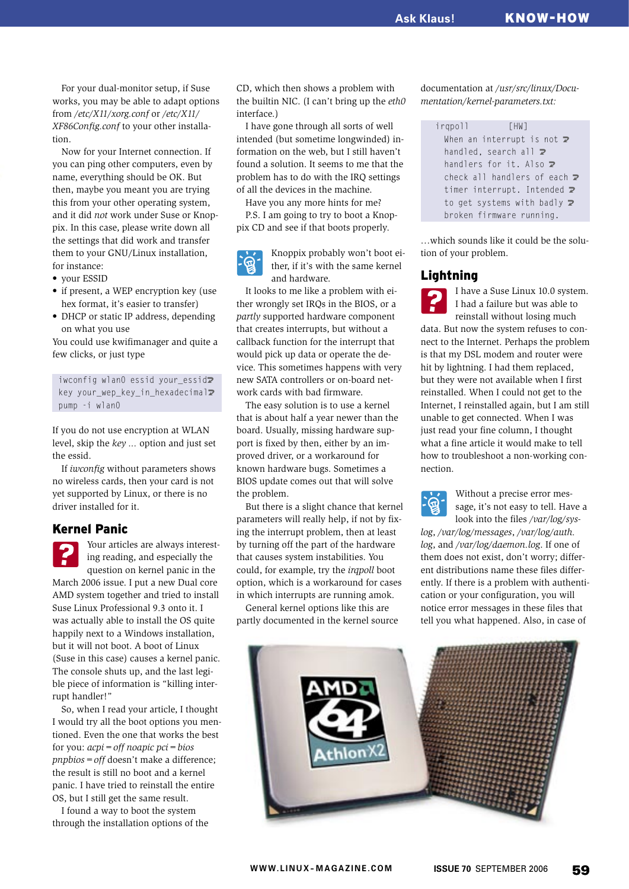For your dual-monitor setup, if Suse works, you may be able to adapt options from */etc/X11/xorg.conf* or */etc/X11/XF86Config.conf* to your other installation.

Now for your Internet connection. If you can ping other computers, even by name, everything should be OK. But then, maybe you meant you are trying this from your other operating system, and it did *not* work under Suse or Knoppix. In this case, please write down all the settings that did work and transfer them to your GNU/Linux installation, for instance:

- your ESSID
- if present, a WEP encryption key (use hex format, it's easier to transfer)
- DHCP or static IP address, depending on what you use

You could use kwifimanager and quite a few clicks, or just type

```
iwconfig wlan0 essid your_essid
key your_wep_key_in_hexadecimal
pump -i wlan0
```

If you do not use encryption at WLAN level, skip the *key* ... option and just set the essid.

If *iwconfig* without parameters shows no wireless cards, then your card is not yet supported by Linux, or there is no driver installed for it.

## Kernel Panic

Your articles are always interesting reading, and especially the question on kernel panic in the March 2006 issue. I put a new Dual core AMD system together and tried to install Suse Linux Professional 9.3 onto it. I was actually able to install the OS quite happily next to a Windows installation, but it will not boot. A boot of Linux (Suse in this case) causes a kernel panic. The console shuts up, and the last legible piece of information is "killing interrupt handler!"

So, when I read your article, I thought I would try all the boot options you mentioned. Even the one that works the best for you: *acpi=off noapic pci=bios pnpbios=off* doesn't make a difference; the result is still no boot and a kernel panic. I have tried to reinstall the entire OS, but I still get the same result.

I found a way to boot the system through the installation options of the CD, which then shows a problem with the builtin NIC. (I can't bring up the *eth0* interface.)

I have gone through all sorts of well intended (but sometime longwinded) information on the web, but I still haven't found a solution. It seems to me that the problem has to do with the IRQ settings of all the devices in the machine.

Have you any more hints for me?

P.S. I am going to try to boot a Knoppix CD and see if that boots properly.

Knoppix probably won't boot either, if it's with the same kernel and hardware.

It looks to me like a problem with either wrongly set IRQs in the BIOS, or a *partly* supported hardware component that creates interrupts, but without a callback function for the interrupt that would pick up data or operate the device. This sometimes happens with very new SATA controllers or on-board network cards with bad firmware.

The easy solution is to use a kernel that is about half a year newer than the board. Usually, missing hardware support is fixed by then, either by an improved driver, or a workaround for known hardware bugs. Sometimes a BIOS update comes out that will solve the problem.

But there is a slight chance that kernel parameters will really help, if not by fixing the interrupt problem, then at least by turning off the part of the hardware that causes system instabilities. You could, for example, try the *irqpoll* boot option, which is a workaround for cases in which interrupts are running amok.

General kernel options like this are partly documented in the kernel source documentation at */usr/src/linux/Documentation/kernel-parameters.txt:*

```
irqpoll         [HW]
  When an interrupt is not
  handled, search all
  handlers for it. Also
  check all handlers of each
  timer interrupt. Intended
  to get systems with badly
  broken firmware running.
```

...which sounds like it could be the solution of your problem.

## Lightning

I have a Suse Linux 10.0 system. I had a failure but was able to reinstall without losing much data. But now the system refuses to connect to the Internet. Perhaps the problem is that my DSL modem and router were hit by lightning. I had them replaced, but they were not available when I first reinstalled. When I could not get to the Internet, I reinstalled again, but I am still unable to get connected. When I was just read your fine column, I thought what a fine article it would make to tell how to troubleshoot a non-working connection.

Without a precise error message, it's not easy to tell. Have a look into the files */var/log/syslog*, */var/log/messages*, */var/log/auth.log*, and */var/log/daemon.log*. If one of them does not exist, don't worry; different distributions name these files differently. If there is a problem with authentication or your configuration, you will notice error messages in these files that tell you what happened. Also, in case of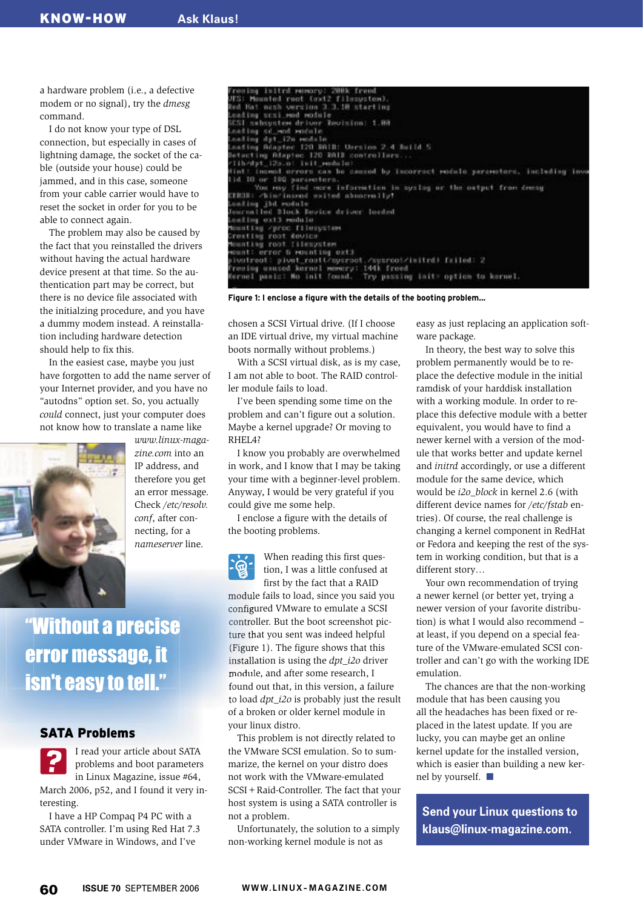a hardware problem (i.e., a defective modem or no signal), try the *dmesg* command.

I do not know your type of DSL connection, but especially in cases of lightning damage, the socket of the cable (outside your house) could be jammed, and in this case, someone from your cable carrier would have to reset the socket in order for you to be able to connect again.

The problem may also be caused by the fact that you reinstalled the drivers without having the actual hardware device present at that time. So the authentication part may be correct, but there is no device file associated with the initialzing procedure, and you have a dummy modem instead. A reinstallation including hardware detection should help to fix this.

In the easiest case, maybe you just have forgotten to add the name server of your Internet provider, and you have no "autodns" option set. So, you actually *could* connect, just your computer does not know how to translate a name like *www.linux-magazine.com* into an IP address, and therefore you get an error message. Check */etc/resolv.conf*, after connecting, for a *nameserver* line.

**"Without a precise error message, it isn't easy to tell."**

## SATA Problems

I read your article about SATA problems and boot parameters in Linux Magazine, issue #64, March 2006, p52, and I found it very interesting.

I have a HP Compaq P4 PC with a SATA controller. I'm using Red Hat 7.3 under VMware in Windows, and I've chosen a SCSI Virtual drive. (If I choose an IDE virtual drive, my virtual machine boots normally without problems.)

With a SCSI virtual disk, as is my case, I am not able to boot. The RAID controller module fails to load.

I've been spending some time on the problem and can't figure out a solution. Maybe a kernel upgrade? Or moving to RHEL4?

I know you probably are overwhelmed in work, and I know that I may be taking your time with a beginner-level problem. Anyway, I would be very grateful if you could give me some help.

I enclose a figure with the details of the booting problems.

```
Freeing initrd memory: 288k freed
VFS: Mounted root (ext2 filesystem).
Red Hat nash version 3.3.10 starting
Loading scsi_mod module
SCSI subsystem driver Revision: 1.00
Loading sd_mod module
Loading dpt_i2o module
Loading Adaptec I20 RAID: Version 2.4 Build 5
Detecting Adaptec I20 RAID controllers...
/lib/dpt_i2o.o: init_module:
Hint: insmod errors can be caused by incorrect module parameters, including inva
lid IO or IRQ parameters.
      You may find more information in syslog or the output from dmesg
ERROR: /bin/insmod exited abnormally!
Loading jbd module
Journalled Block Device driver loaded
Loading ext3 module
Mounting /proc filesystem
Creating root device
Mounting root filesystem
mount: error 6 mounting ext3
pivotroot: pivot_root(/sysroot,/sysroot/initrd) failed: 2
Freeing unused kernel memory: 144k freed
Kernel panic: No init found.  Try passing init= option to kernel.
```

**Figure 1: I enclose a figure with the details of the booting problem...**

When reading this first question, I was a little confused at first by the fact that a RAID module fails to load, since you said you configured VMware to emulate a SCSI controller. But the boot screenshot picture that you sent was indeed helpful (Figure 1). The figure shows that this installation is using the *dpt_i2o* driver module, and after some research, I found out that, in this version, a failure to load *dpt_i2o* is probably just the result of a broken or older kernel module in your linux distro.

This problem is not directly related to the VMware SCSI emulation. So to summarize, the kernel on your distro does not work with the VMware-emulated SCSI + Raid-Controller. The fact that your host system is using a SATA controller is not a problem.

Unfortunately, the solution to a simply non-working kernel module is not as easy as just replacing an application software package.

In theory, the best way to solve this problem permanently would be to replace the defective module in the initial ramdisk of your harddisk installation with a working module. In order to replace this defective module with a better equivalent, you would have to find a newer kernel with a version of the module that works better and update kernel and *initrd* accordingly, or use a different module for the same device, which would be *i2o_block* in kernel 2.6 (with different device names for */etc/fstab* entries). Of course, the real challenge is changing a kernel component in RedHat or Fedora and keeping the rest of the system in working condition, but that is a different story…

Your own recommendation of trying a newer kernel (or better yet, trying a newer version of your favorite distribution) is what I would also recommend – at least, if you depend on a special feature of the VMware-emulated SCSI controller and can't go with the working IDE emulation.

The chances are that the non-working module that has been causing you all the headaches has been fixed or replaced in the latest update. If you are lucky, you can maybe get an online kernel update for the installed version, which is easier than building a new kernel by yourself. ■

**Send your Linux questions to klaus@linux-magazine.com.**